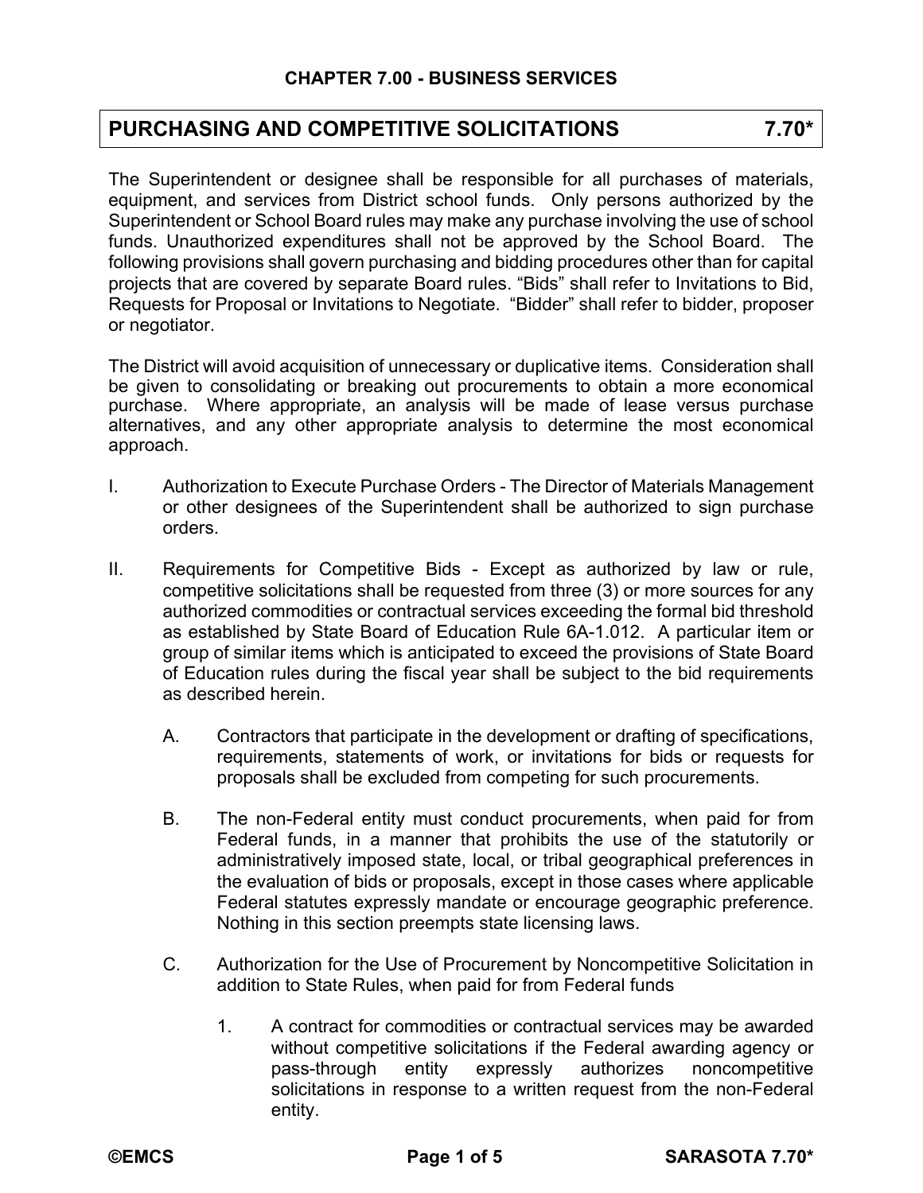## CHAPTER 7.00 - BUSINESS SERVICES

# PURCHASING AND COMPETITIVE SOLICITATIONS 7.70*

The Superintendent or designee shall be responsible for all purchases of materials, equipment, and services from District school funds. Only persons authorized by the Superintendent or School Board rules may make any purchase involving the use of school funds. Unauthorized expenditures shall not be approved by the School Board. The following provisions shall govern purchasing and bidding procedures other than for capital projects that are covered by separate Board rules. "Bids" shall refer to Invitations to Bid, Requests for Proposal or Invitations to Negotiate. "Bidder" shall refer to bidder, proposer or negotiator.

The District will avoid acquisition of unnecessary or duplicative items. Consideration shall be given to consolidating or breaking out procurements to obtain a more economical purchase. Where appropriate, an analysis will be made of lease versus purchase alternatives, and any other appropriate analysis to determine the most economical approach.

I. Authorization to Execute Purchase Orders - The Director of Materials Management or other designees of the Superintendent shall be authorized to sign purchase orders.

II. Requirements for Competitive Bids - Except as authorized by law or rule, competitive solicitations shall be requested from three (3) or more sources for any authorized commodities or contractual services exceeding the formal bid threshold as established by State Board of Education Rule 6A-1.012. A particular item or group of similar items which is anticipated to exceed the provisions of State Board of Education rules during the fiscal year shall be subject to the bid requirements as described herein.

   A. Contractors that participate in the development or drafting of specifications, requirements, statements of work, or invitations for bids or requests for proposals shall be excluded from competing for such procurements.

   B. The non-Federal entity must conduct procurements, when paid for from Federal funds, in a manner that prohibits the use of the statutorily or administratively imposed state, local, or tribal geographical preferences in the evaluation of bids or proposals, except in those cases where applicable Federal statutes expressly mandate or encourage geographic preference. Nothing in this section preempts state licensing laws.

   C. Authorization for the Use of Procurement by Noncompetitive Solicitation in addition to State Rules, when paid for from Federal funds

      1. A contract for commodities or contractual services may be awarded without competitive solicitations if the Federal awarding agency or pass-through entity expressly authorizes noncompetitive solicitations in response to a written request from the non-Federal entity.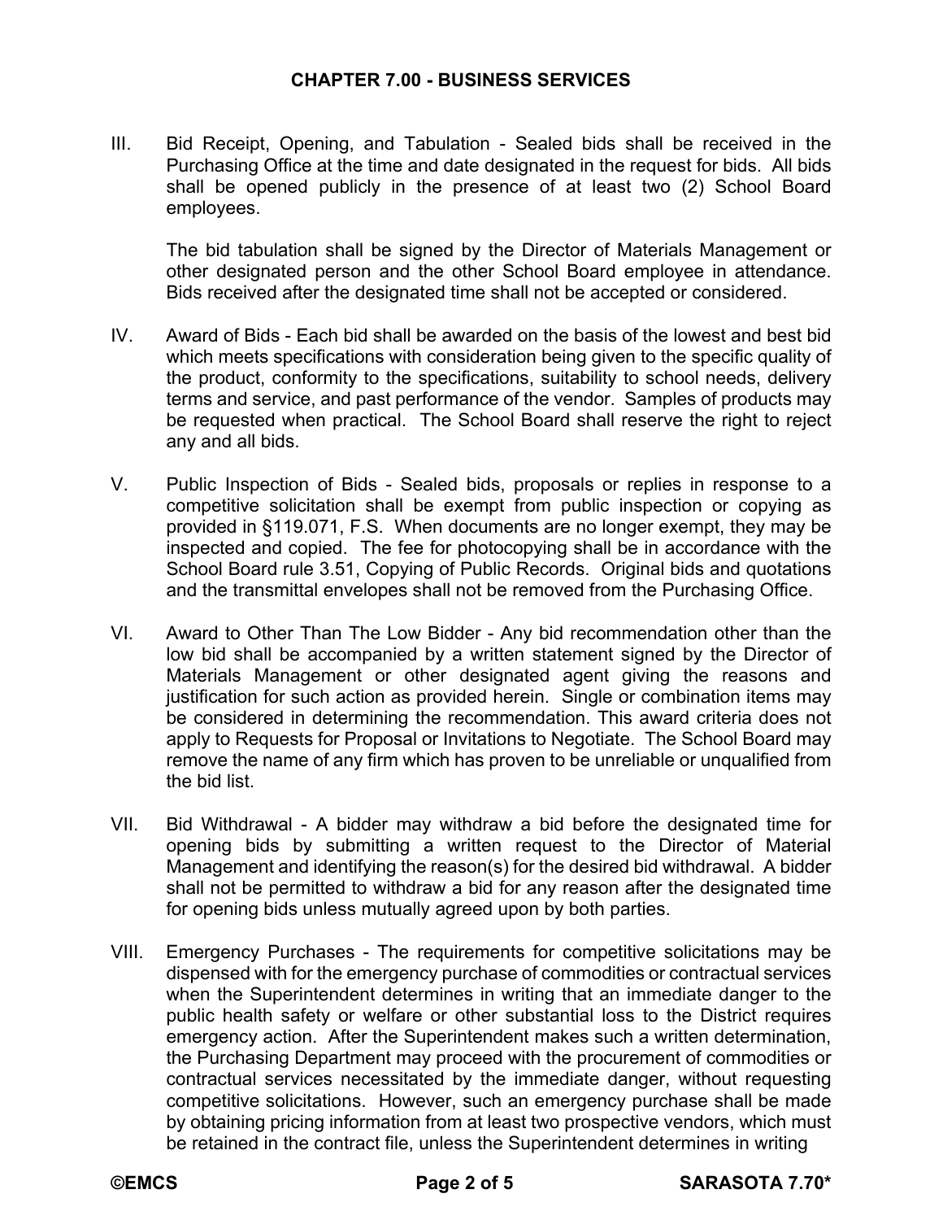III. Bid Receipt, Opening, and Tabulation - Sealed bids shall be received in the Purchasing Office at the time and date designated in the request for bids. All bids shall be opened publicly in the presence of at least two (2) School Board employees.

The bid tabulation shall be signed by the Director of Materials Management or other designated person and the other School Board employee in attendance. Bids received after the designated time shall not be accepted or considered.

IV. Award of Bids - Each bid shall be awarded on the basis of the lowest and best bid which meets specifications with consideration being given to the specific quality of the product, conformity to the specifications, suitability to school needs, delivery terms and service, and past performance of the vendor. Samples of products may be requested when practical. The School Board shall reserve the right to reject any and all bids.

V. Public Inspection of Bids - Sealed bids, proposals or replies in response to a competitive solicitation shall be exempt from public inspection or copying as provided in §119.071, F.S. When documents are no longer exempt, they may be inspected and copied. The fee for photocopying shall be in accordance with the School Board rule 3.51, Copying of Public Records. Original bids and quotations and the transmittal envelopes shall not be removed from the Purchasing Office.

VI. Award to Other Than The Low Bidder - Any bid recommendation other than the low bid shall be accompanied by a written statement signed by the Director of Materials Management or other designated agent giving the reasons and justification for such action as provided herein. Single or combination items may be considered in determining the recommendation. This award criteria does not apply to Requests for Proposal or Invitations to Negotiate. The School Board may remove the name of any firm which has proven to be unreliable or unqualified from the bid list.

VII. Bid Withdrawal - A bidder may withdraw a bid before the designated time for opening bids by submitting a written request to the Director of Material Management and identifying the reason(s) for the desired bid withdrawal. A bidder shall not be permitted to withdraw a bid for any reason after the designated time for opening bids unless mutually agreed upon by both parties.

VIII. Emergency Purchases - The requirements for competitive solicitations may be dispensed with for the emergency purchase of commodities or contractual services when the Superintendent determines in writing that an immediate danger to the public health safety or welfare or other substantial loss to the District requires emergency action. After the Superintendent makes such a written determination, the Purchasing Department may proceed with the procurement of commodities or contractual services necessitated by the immediate danger, without requesting competitive solicitations. However, such an emergency purchase shall be made by obtaining pricing information from at least two prospective vendors, which must be retained in the contract file, unless the Superintendent determines in writing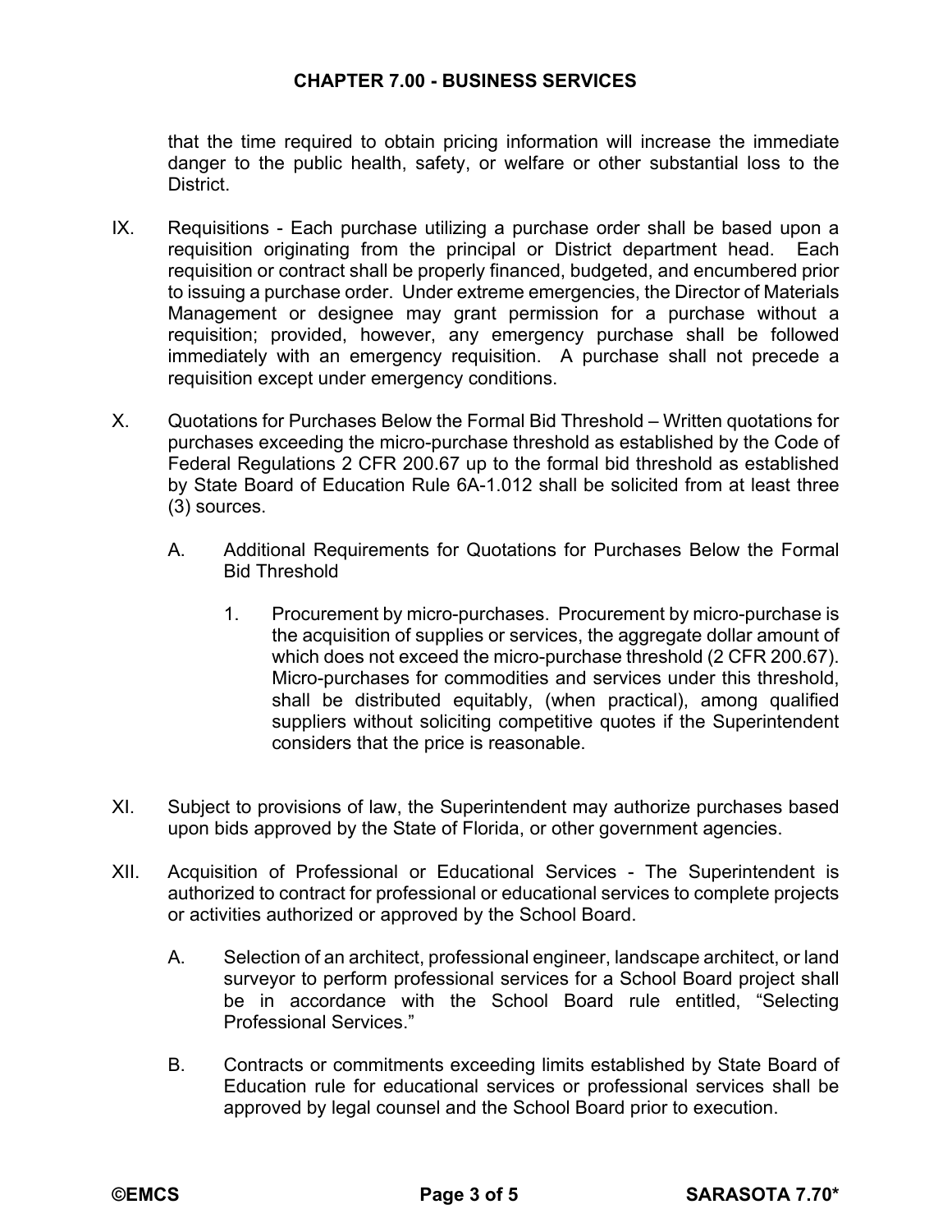that the time required to obtain pricing information will increase the immediate danger to the public health, safety, or welfare or other substantial loss to the District.

IX. Requisitions - Each purchase utilizing a purchase order shall be based upon a requisition originating from the principal or District department head. Each requisition or contract shall be properly financed, budgeted, and encumbered prior to issuing a purchase order. Under extreme emergencies, the Director of Materials Management or designee may grant permission for a purchase without a requisition; provided, however, any emergency purchase shall be followed immediately with an emergency requisition. A purchase shall not precede a requisition except under emergency conditions.

X. Quotations for Purchases Below the Formal Bid Threshold – Written quotations for purchases exceeding the micro-purchase threshold as established by the Code of Federal Regulations 2 CFR 200.67 up to the formal bid threshold as established by State Board of Education Rule 6A-1.012 shall be solicited from at least three (3) sources.

   A. Additional Requirements for Quotations for Purchases Below the Formal Bid Threshold

      1. Procurement by micro-purchases. Procurement by micro-purchase is the acquisition of supplies or services, the aggregate dollar amount of which does not exceed the micro-purchase threshold (2 CFR 200.67). Micro-purchases for commodities and services under this threshold, shall be distributed equitably, (when practical), among qualified suppliers without soliciting competitive quotes if the Superintendent considers that the price is reasonable.

XI. Subject to provisions of law, the Superintendent may authorize purchases based upon bids approved by the State of Florida, or other government agencies.

XII. Acquisition of Professional or Educational Services - The Superintendent is authorized to contract for professional or educational services to complete projects or activities authorized or approved by the School Board.

   A. Selection of an architect, professional engineer, landscape architect, or land surveyor to perform professional services for a School Board project shall be in accordance with the School Board rule entitled, "Selecting Professional Services."

   B. Contracts or commitments exceeding limits established by State Board of Education rule for educational services or professional services shall be approved by legal counsel and the School Board prior to execution.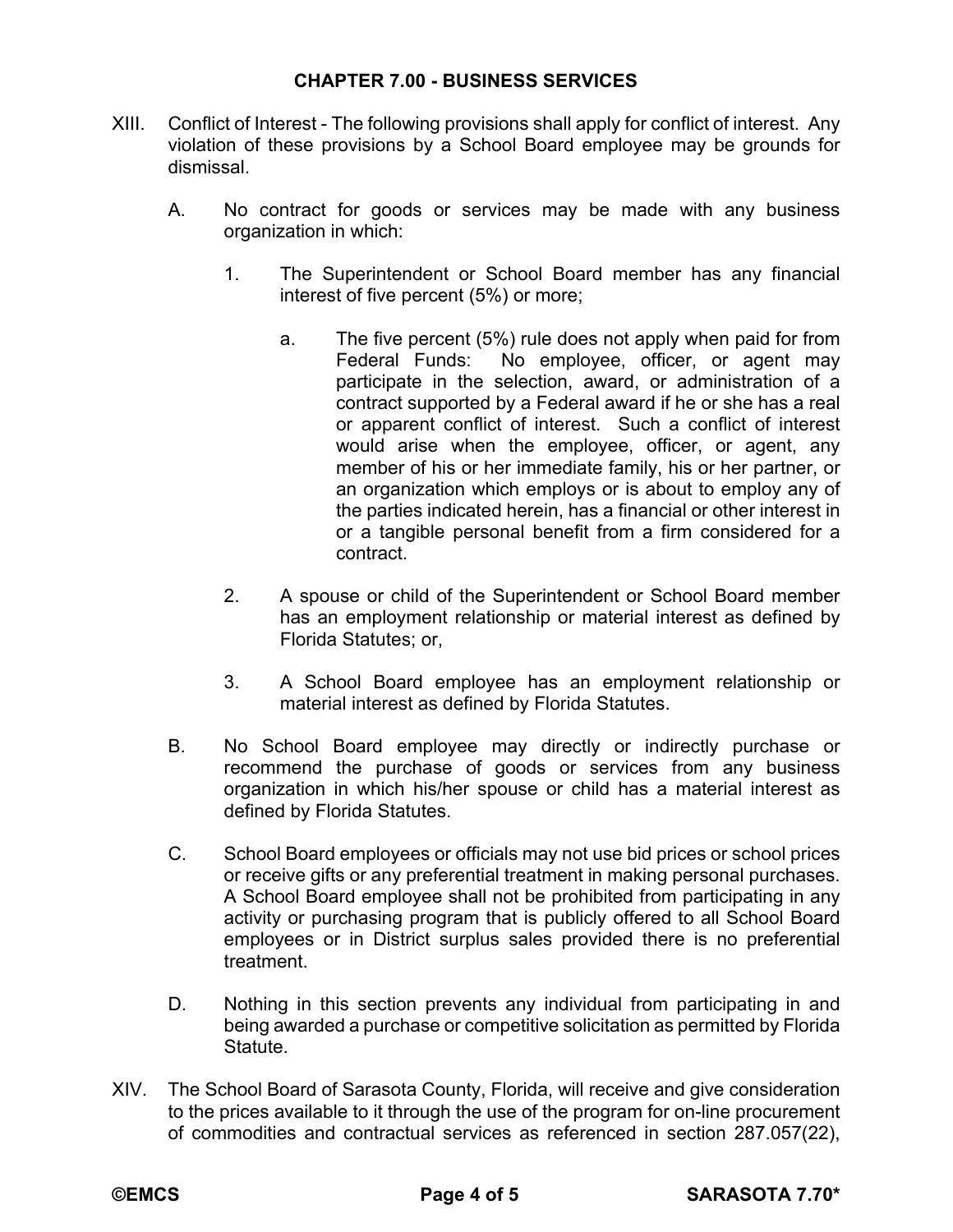## CHAPTER 7.00 - BUSINESS SERVICES

XIII. Conflict of Interest - The following provisions shall apply for conflict of interest. Any violation of these provisions by a School Board employee may be grounds for dismissal.

A. No contract for goods or services may be made with any business organization in which:

1. The Superintendent or School Board member has any financial interest of five percent (5%) or more;

   a. The five percent (5%) rule does not apply when paid for from Federal Funds: No employee, officer, or agent may participate in the selection, award, or administration of a contract supported by a Federal award if he or she has a real or apparent conflict of interest. Such a conflict of interest would arise when the employee, officer, or agent, any member of his or her immediate family, his or her partner, or an organization which employs or is about to employ any of the parties indicated herein, has a financial or other interest in or a tangible personal benefit from a firm considered for a contract.

2. A spouse or child of the Superintendent or School Board member has an employment relationship or material interest as defined by Florida Statutes; or,

3. A School Board employee has an employment relationship or material interest as defined by Florida Statutes.

B. No School Board employee may directly or indirectly purchase or recommend the purchase of goods or services from any business organization in which his/her spouse or child has a material interest as defined by Florida Statutes.

C. School Board employees or officials may not use bid prices or school prices or receive gifts or any preferential treatment in making personal purchases. A School Board employee shall not be prohibited from participating in any activity or purchasing program that is publicly offered to all School Board employees or in District surplus sales provided there is no preferential treatment.

D. Nothing in this section prevents any individual from participating in and being awarded a purchase or competitive solicitation as permitted by Florida Statute.

XIV. The School Board of Sarasota County, Florida, will receive and give consideration to the prices available to it through the use of the program for on-line procurement of commodities and contractual services as referenced in section 287.057(22),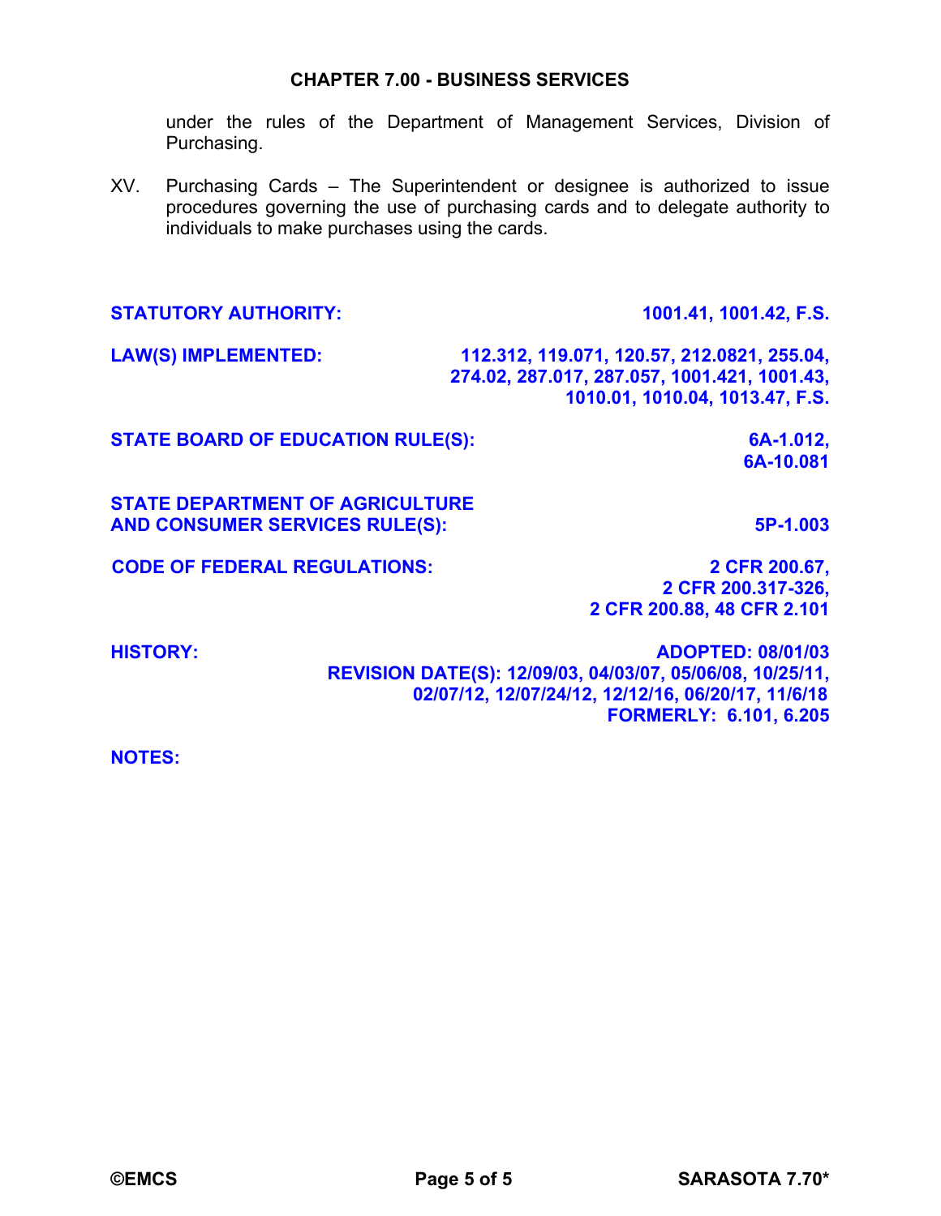under the rules of the Department of Management Services, Division of Purchasing.

XV. Purchasing Cards – The Superintendent or designee is authorized to issue procedures governing the use of purchasing cards and to delegate authority to individuals to make purchases using the cards.

**STATUTORY AUTHORITY:** **1001.41, 1001.42, F.S.**

**LAW(S) IMPLEMENTED:** **112.312, 119.071, 120.57, 212.0821, 255.04, 274.02, 287.017, 287.057, 1001.421, 1001.43, 1010.01, 1010.04, 1013.47, F.S.**

**STATE BOARD OF EDUCATION RULE(S):** **6A-1.012, 6A-10.081**

**STATE DEPARTMENT OF AGRICULTURE AND CONSUMER SERVICES RULE(S):** **5P-1.003**

**CODE OF FEDERAL REGULATIONS:** **2 CFR 200.67, 2 CFR 200.317-326, 2 CFR 200.88, 48 CFR 2.101**

**HISTORY:** **ADOPTED: 08/01/03**
**REVISION DATE(S): 12/09/03, 04/03/07, 05/06/08, 10/25/11, 02/07/12, 12/07/24/12, 12/12/16, 06/20/17, 11/6/18**
**FORMERLY: 6.101, 6.205**

**NOTES:**